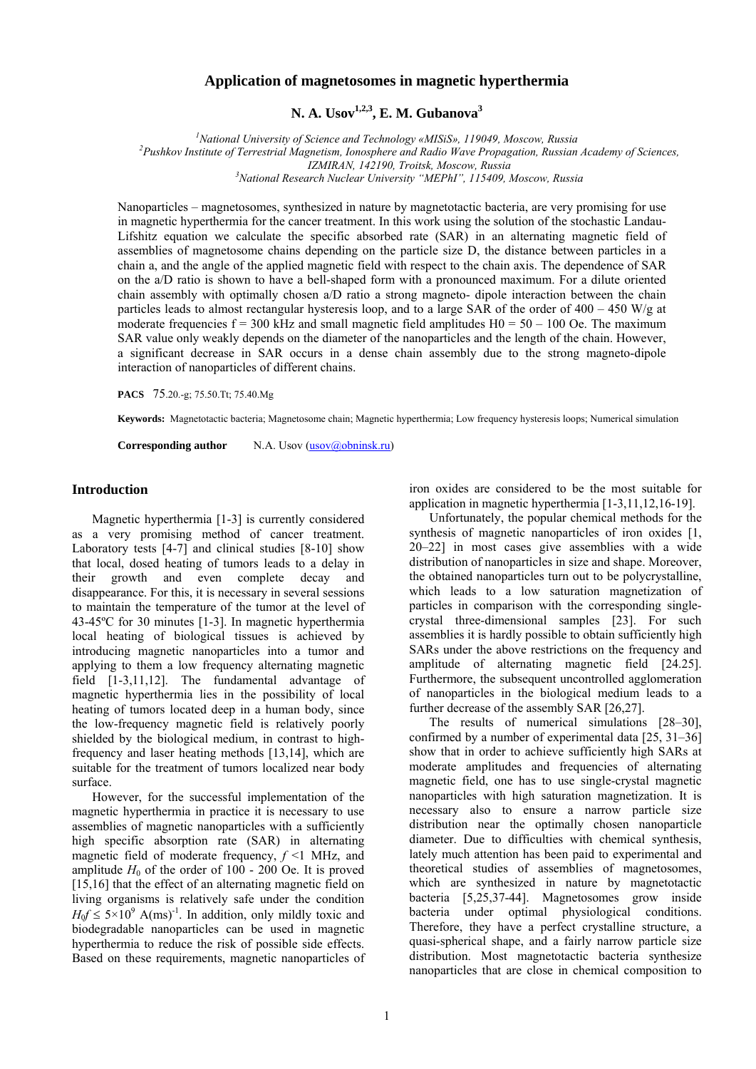# Application of magnetosomes in magnetic hyperthermia

**N. A. Usov[1,2,3], E. M. Gubanova[3]**

[1]*National University of Science and Technology «MISiS», 119049, Moscow, Russia*
[2]*Pushkov Institute of Terrestrial Magnetism, Ionosphere and Radio Wave Propagation, Russian Academy of Sciences, IZMIRAN, 142190, Troitsk, Moscow, Russia*
[3]*National Research Nuclear University "MEPhI", 115409, Moscow, Russia*

Nanoparticles – magnetosomes, synthesized in nature by magnetotactic bacteria, are very promising for use in magnetic hyperthermia for the cancer treatment. In this work using the solution of the stochastic Landau-Lifshitz equation we calculate the specific absorbed rate (SAR) in an alternating magnetic field of assemblies of magnetosome chains depending on the particle size D, the distance between particles in a chain a, and the angle of the applied magnetic field with respect to the chain axis. The dependence of SAR on the a/D ratio is shown to have a bell-shaped form with a pronounced maximum. For a dilute oriented chain assembly with optimally chosen a/D ratio a strong magneto- dipole interaction between the chain particles leads to almost rectangular hysteresis loop, and to a large SAR of the order of 400 – 450 W/g at moderate frequencies f = 300 kHz and small magnetic field amplitudes H0 = 50 – 100 Oe. The maximum SAR value only weakly depends on the diameter of the nanoparticles and the length of the chain. However, a significant decrease in SAR occurs in a dense chain assembly due to the strong magneto-dipole interaction of nanoparticles of different chains.

**PACS** 75.20.-g; 75.50.Tt; 75.40.Mg

**Keywords:** Magnetotactic bacteria; Magnetosome chain; Magnetic hyperthermia; Low frequency hysteresis loops; Numerical simulation

**Corresponding author** N.A. Usov (usov@obninsk.ru)

## Introduction

Magnetic hyperthermia [1-3] is currently considered as a very promising method of cancer treatment. Laboratory tests [4-7] and clinical studies [8-10] show that local, dosed heating of tumors leads to a delay in their growth and even complete decay and disappearance. For this, it is necessary in several sessions to maintain the temperature of the tumor at the level of 43-45ºC for 30 minutes [1-3]. In magnetic hyperthermia local heating of biological tissues is achieved by introducing magnetic nanoparticles into a tumor and applying to them a low frequency alternating magnetic field [1-3,11,12]. The fundamental advantage of magnetic hyperthermia lies in the possibility of local heating of tumors located deep in a human body, since the low-frequency magnetic field is relatively poorly shielded by the biological medium, in contrast to high-frequency and laser heating methods [13,14], which are suitable for the treatment of tumors localized near body surface.

However, for the successful implementation of the magnetic hyperthermia in practice it is necessary to use assemblies of magnetic nanoparticles with a sufficiently high specific absorption rate (SAR) in alternating magnetic field of moderate frequency, $f$ <1 MHz, and amplitude $H_0$ of the order of 100 - 200 Oe. It is proved [15,16] that the effect of an alternating magnetic field on living organisms is relatively safe under the condition $H_0 f \leq 5\times10^9$ A(ms)$^{-1}$. In addition, only mildly toxic and biodegradable nanoparticles can be used in magnetic hyperthermia to reduce the risk of possible side effects. Based on these requirements, magnetic nanoparticles of iron oxides are considered to be the most suitable for application in magnetic hyperthermia [1-3,11,12,16-19].

Unfortunately, the popular chemical methods for the synthesis of magnetic nanoparticles of iron oxides [1, 20–22] in most cases give assemblies with a wide distribution of nanoparticles in size and shape. Moreover, the obtained nanoparticles turn out to be polycrystalline, which leads to a low saturation magnetization of particles in comparison with the corresponding single-crystal three-dimensional samples [23]. For such assemblies it is hardly possible to obtain sufficiently high SARs under the above restrictions on the frequency and amplitude of alternating magnetic field [24.25]. Furthermore, the subsequent uncontrolled agglomeration of nanoparticles in the biological medium leads to a further decrease of the assembly SAR [26,27].

The results of numerical simulations [28–30], confirmed by a number of experimental data [25, 31–36] show that in order to achieve sufficiently high SARs at moderate amplitudes and frequencies of alternating magnetic field, one has to use single-crystal magnetic nanoparticles with high saturation magnetization. It is necessary also to ensure a narrow particle size distribution near the optimally chosen nanoparticle diameter. Due to difficulties with chemical synthesis, lately much attention has been paid to experimental and theoretical studies of assemblies of magnetosomes, which are synthesized in nature by magnetotactic bacteria [5,25,37-44]. Magnetosomes grow inside bacteria under optimal physiological conditions. Therefore, they have a perfect crystalline structure, a quasi-spherical shape, and a fairly narrow particle size distribution. Most magnetotactic bacteria synthesize nanoparticles that are close in chemical composition to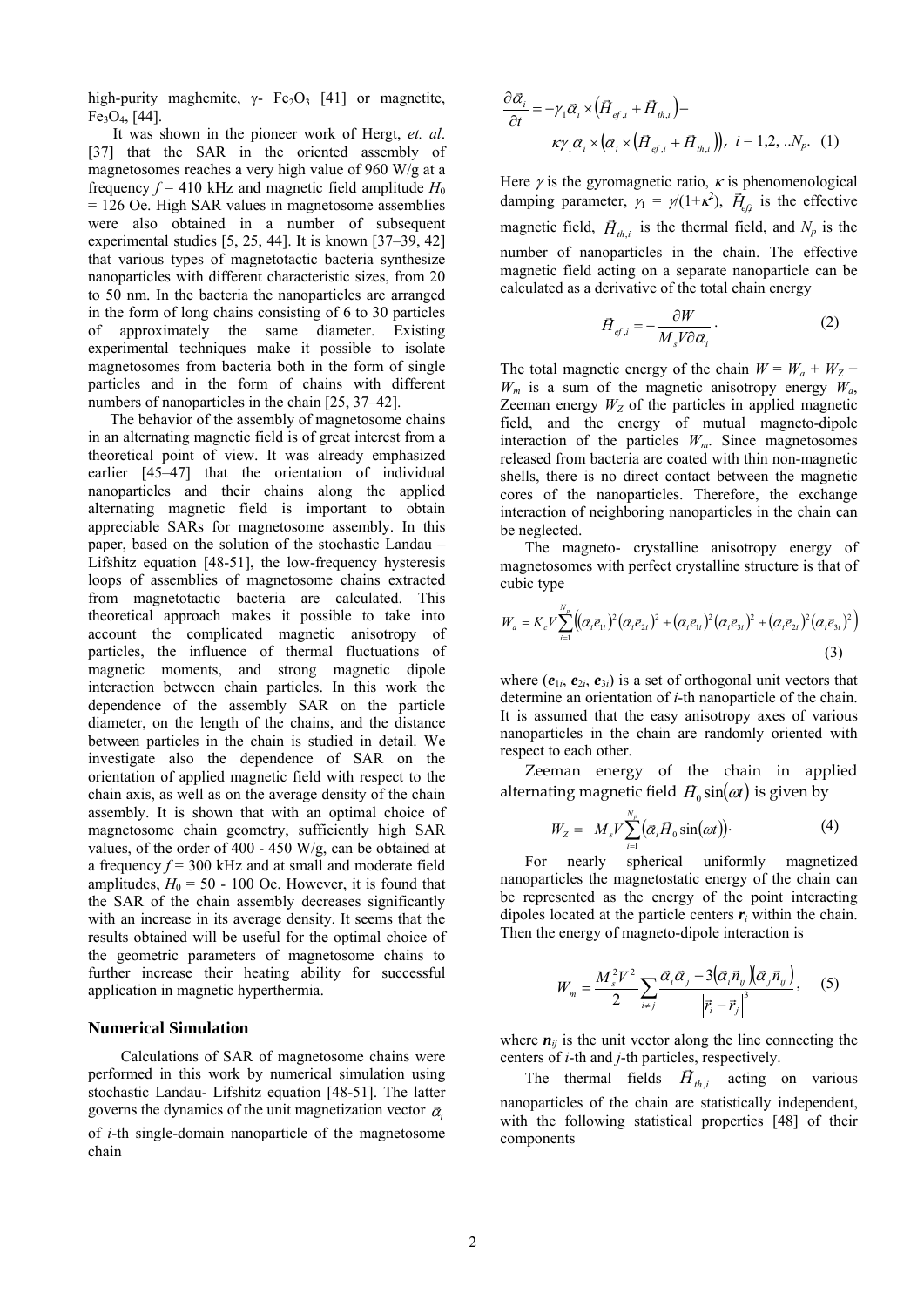high-purity maghemite, γ- $Fe_2O_3$ [41] or magnetite, $Fe_3O_4$, [44].

It was shown in the pioneer work of Hergt, *et. al*. [37] that the SAR in the oriented assembly of magnetosomes reaches a very high value of 960 W/g at a frequency $f$ = 410 kHz and magnetic field amplitude $H_0$ = 126 Oe. High SAR values in magnetosome assemblies were also obtained in a number of subsequent experimental studies [5, 25, 44]. It is known [37–39, 42] that various types of magnetotactic bacteria synthesize nanoparticles with different characteristic sizes, from 20 to 50 nm. In the bacteria the nanoparticles are arranged in the form of long chains consisting of 6 to 30 particles of approximately the same diameter. Existing experimental techniques make it possible to isolate magnetosomes from bacteria both in the form of single particles and in the form of chains with different numbers of nanoparticles in the chain [25, 37–42].

The behavior of the assembly of magnetosome chains in an alternating magnetic field is of great interest from a theoretical point of view. It was already emphasized earlier [45–47] that the orientation of individual nanoparticles and their chains along the applied alternating magnetic field is important to obtain appreciable SARs for magnetosome assembly. In this paper, based on the solution of the stochastic Landau – Lifshitz equation [48-51], the low-frequency hysteresis loops of assemblies of magnetosome chains extracted from magnetotactic bacteria are calculated. This theoretical approach makes it possible to take into account the complicated magnetic anisotropy of particles, the influence of thermal fluctuations of magnetic moments, and strong magnetic dipole interaction between chain particles. In this work the dependence of the assembly SAR on the particle diameter, on the length of the chains, and the distance between particles in the chain is studied in detail. We investigate also the dependence of SAR on the orientation of applied magnetic field with respect to the chain axis, as well as on the average density of the chain assembly. It is shown that with an optimal choice of magnetosome chain geometry, sufficiently high SAR values, of the order of 400 - 450 W/g, can be obtained at a frequency $f$ = 300 kHz and at small and moderate field amplitudes, $H_0$ = 50 - 100 Oe. However, it is found that the SAR of the chain assembly decreases significantly with an increase in its average density. It seems that the results obtained will be useful for the optimal choice of the geometric parameters of magnetosome chains to further increase their heating ability for successful application in magnetic hyperthermia.

## Numerical Simulation

Calculations of SAR of magnetosome chains were performed in this work by numerical simulation using stochastic Landau- Lifshitz equation [48-51]. The latter governs the dynamics of the unit magnetization vector $\vec{\alpha}_i$ of $i$-th single-domain nanoparticle of the magnetosome chain

$$\frac{\partial \vec{\alpha}_i}{\partial t} = -\gamma_1 \vec{\alpha}_i \times \left(\vec{H}_{ef,i} + \vec{H}_{th,i}\right) - \kappa\gamma_1 \vec{\alpha}_i \times \left(\vec{\alpha}_i \times \left(\vec{H}_{ef,i} + \vec{H}_{th,i}\right)\right), \quad i = 1,2, ..N_p. \quad (1)$$

Here $\gamma$ is the gyromagnetic ratio, $\kappa$ is phenomenological damping parameter, $\gamma_1 = \gamma/(1+\kappa^2)$, $\vec{H}_{efi}$ is the effective magnetic field, $\vec{H}_{th,i}$ is the thermal field, and $N_p$ is the number of nanoparticles in the chain. The effective magnetic field acting on a separate nanoparticle can be calculated as a derivative of the total chain energy

$$\vec{H}_{ef,i} = -\frac{\partial W}{M_s V \partial \vec{\alpha}_i}. \quad (2)$$

The total magnetic energy of the chain $W = W_a + W_Z + W_m$ is a sum of the magnetic anisotropy energy $W_a$, Zeeman energy $W_Z$ of the particles in applied magnetic field, and the energy of mutual magneto-dipole interaction of the particles $W_m$. Since magnetosomes released from bacteria are coated with thin non-magnetic shells, there is no direct contact between the magnetic cores of the nanoparticles. Therefore, the exchange interaction of neighboring nanoparticles in the chain can be neglected.

The magneto- crystalline anisotropy energy of magnetosomes with perfect crystalline structure is that of cubic type

$$W_a = K_c V \sum_{i=1}^{N_p} \left( (\vec{\alpha}_i \vec{e}_{1i})^2 (\vec{\alpha}_i \vec{e}_{2i})^2 + (\vec{\alpha}_i \vec{e}_{1i})^2 (\vec{\alpha}_i \vec{e}_{3i})^2 + (\vec{\alpha}_i \vec{e}_{2i})^2 (\vec{\alpha}_i \vec{e}_{3i})^2 \right) \quad (3)$$

where ($\boldsymbol{e}_{1i}$, $\boldsymbol{e}_{2i}$, $\boldsymbol{e}_{3i}$) is a set of orthogonal unit vectors that determine an orientation of $i$-th nanoparticle of the chain. It is assumed that the easy anisotropy axes of various nanoparticles in the chain are randomly oriented with respect to each other.

Zeeman energy of the chain in applied alternating magnetic field $\vec{H}_0 \sin(\omega t)$ is given by

$$W_Z = -M_s V \sum_{i=1}^{N_p} \left(\vec{\alpha}_i \vec{H}_0 \sin(\omega t)\right). \quad (4)$$

For nearly spherical uniformly magnetized nanoparticles the magnetostatic energy of the chain can be represented as the energy of the point interacting dipoles located at the particle centers $\boldsymbol{r}_i$ within the chain. Then the energy of magneto-dipole interaction is

$$W_m = \frac{M_s^2 V^2}{2} \sum_{i \neq j} \frac{\vec{\alpha}_i \vec{\alpha}_j - 3(\vec{\alpha}_i \vec{n}_{ij})(\vec{\alpha}_j \vec{n}_{ij})}{\left|\vec{r}_i - \vec{r}_j\right|^3}, \quad (5)$$

where $\boldsymbol{n}_{ij}$ is the unit vector along the line connecting the centers of $i$-th and $j$-th particles, respectively.

The thermal fields $\vec{H}_{th,i}$ acting on various nanoparticles of the chain are statistically independent, with the following statistical properties [48] of their components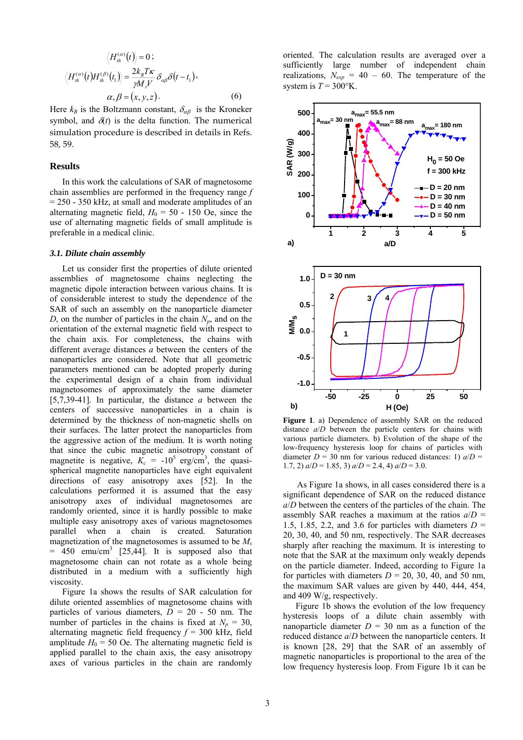$$\langle H_{th}^{(\alpha)}(t)\rangle = 0\,;$$

$$\langle H_{th}^{(\alpha)}(t)H_{th}^{(\beta)}(t_1)\rangle = \frac{2k_B T\kappa}{\gamma M_s V}\delta_{\alpha\beta}\delta(t-t_1),$$

$$\alpha, \beta = (x, y, z). \qquad (6)$$

Here $k_B$ is the Boltzmann constant, $\delta_{\alpha\beta}$ is the Kroneker symbol, and $\delta(t)$ is the delta function. The numerical simulation procedure is described in details in Refs. 58, 59.

## Results

In this work the calculations of SAR of magnetosome chain assemblies are performed in the frequency range $f$ = 250 - 350 kHz, at small and moderate amplitudes of an alternating magnetic field, $H_0$ = 50 - 150 Oe, since the use of alternating magnetic fields of small amplitude is preferable in a medical clinic.

### *3.1. Dilute chain assembly*

Let us consider first the properties of dilute oriented assemblies of magnetosome chains neglecting the magnetic dipole interaction between various chains. It is of considerable interest to study the dependence of the SAR of such an assembly on the nanoparticle diameter $D$, on the number of particles in the chain $N_p$, and on the orientation of the external magnetic field with respect to the chain axis. For completeness, the chains with different average distances $a$ between the centers of the nanoparticles are considered. Note that all geometric parameters mentioned can be adopted properly during the experimental design of a chain from individual magnetosomes of approximately the same diameter [5,7,39-41]. In particular, the distance $a$ between the centers of successive nanoparticles in a chain is determined by the thickness of non-magnetic shells on their surfaces. The latter protect the nanoparticles from the aggressive action of the medium. It is worth noting that since the cubic magnetic anisotropy constant of magnetite is negative, $K_c$ = -10$^5$ erg/cm$^3$, the quasi-spherical magnetite nanoparticles have eight equivalent directions of easy anisotropy axes [52]. In the calculations performed it is assumed that the easy anisotropy axes of individual magnetosomes are randomly oriented, since it is hardly possible to make multiple easy anisotropy axes of various magnetosomes parallel when a chain is created. Saturation magnetization of the magnetosomes is assumed to be $M_s$ = 450 emu/cm$^3$ [25,44]. It is supposed also that magnetosome chain can not rotate as a whole being distributed in a medium with a sufficiently high viscosity.

Figure 1a shows the results of SAR calculation for dilute oriented assemblies of magnetosome chains with particles of various diameters, $D$ = 20 - 50 nm. The number of particles in the chains is fixed at $N_p$ = 30, alternating magnetic field frequency $f$ = 300 kHz, field amplitude $H_0$ = 50 Oe. The alternating magnetic field is applied parallel to the chain axis, the easy anisotropy axes of various particles in the chain are randomly oriented. The calculation results are averaged over a sufficiently large number of independent chain realizations, $N_{exp}$ = 40 – 60. The temperature of the system is $T$ = 300°K.

**Figure 1**. a) Dependence of assembly SAR on the reduced distance $a/D$ between the particle centers for chains with various particle diameters. b) Evolution of the shape of the low-frequency hysteresis loop for chains of particles with diameter $D$ = 30 nm for various reduced distances: 1) $a/D$ = 1.7, 2) $a/D$ = 1.85, 3) $a/D$ = 2.4, 4) $a/D$ = 3.0.

As Figure 1a shows, in all cases considered there is a significant dependence of SAR on the reduced distance $a/D$ between the centers of the particles of the chain. The assembly SAR reaches a maximum at the ratios $a/D$ = 1.5, 1.85, 2.2, and 3.6 for particles with diameters $D$ = 20, 30, 40, and 50 nm, respectively. The SAR decreases sharply after reaching the maximum. It is interesting to note that the SAR at the maximum only weakly depends on the particle diameter. Indeed, according to Figure 1a for particles with diameters $D$ = 20, 30, 40, and 50 nm, the maximum SAR values are given by 440, 444, 454, and 409 W/g, respectively.

Figure 1b shows the evolution of the low frequency hysteresis loops of a dilute chain assembly with nanoparticle diameter $D$ = 30 nm as a function of the reduced distance $a/D$ between the nanoparticle centers. It is known [28, 29] that the SAR of an assembly of magnetic nanoparticles is proportional to the area of the low frequency hysteresis loop. From Figure 1b it can be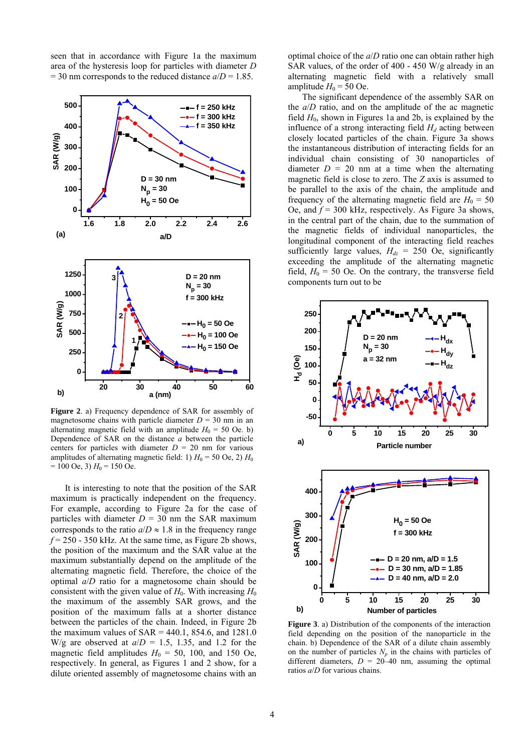seen that in accordance with Figure 1a the maximum area of the hysteresis loop for particles with diameter $D$ = 30 nm corresponds to the reduced distance $a/D$ = 1.85.

Figure 2. a) Frequency dependence of SAR for assembly of magnetosome chains with particle diameter $D$ = 30 nm in an alternating magnetic field with an amplitude $H_0$ = 50 Oe. b) Dependence of SAR on the distance $a$ between the particle centers for particles with diameter $D$ = 20 nm for various amplitudes of alternating magnetic field: 1) $H_0$ = 50 Oe, 2) $H_0$ = 100 Oe, 3) $H_0$ = 150 Oe.

It is interesting to note that the position of the SAR maximum is practically independent on the frequency. For example, according to Figure 2a for the case of particles with diameter $D$ = 30 nm the SAR maximum corresponds to the ratio $a/D \approx 1.8$ in the frequency range $f$ = 250 - 350 kHz. At the same time, as Figure 2b shows, the position of the maximum and the SAR value at the maximum substantially depend on the amplitude of the alternating magnetic field. Therefore, the choice of the optimal $a/D$ ratio for a magnetosome chain should be consistent with the given value of $H_0$. With increasing $H_0$ the maximum of the assembly SAR grows, and the position of the maximum falls at a shorter distance between the particles of the chain. Indeed, in Figure 2b the maximum values of SAR = 440.1, 854.6, and 1281.0 W/g are observed at $a/D$ = 1.5, 1.35, and 1.2 for the magnetic field amplitudes $H_0$ = 50, 100, and 150 Oe, respectively. In general, as Figures 1 and 2 show, for a dilute oriented assembly of magnetosome chains with an optimal choice of the $a/D$ ratio one can obtain rather high SAR values, of the order of 400 - 450 W/g already in an alternating magnetic field with a relatively small amplitude $H_0$ = 50 Oe.

The significant dependence of the assembly SAR on the $a/D$ ratio, and on the amplitude of the ac magnetic field $H_0$, shown in Figures 1a and 2b, is explained by the influence of a strong interacting field $H_d$ acting between closely located particles of the chain. Figure 3a shows the instantaneous distribution of interacting fields for an individual chain consisting of 30 nanoparticles of diameter $D$ = 20 nm at a time when the alternating magnetic field is close to zero. The $Z$ axis is assumed to be parallel to the axis of the chain, the amplitude and frequency of the alternating magnetic field are $H_0$ = 50 Oe, and $f$ = 300 kHz, respectively. As Figure 3a shows, in the central part of the chain, due to the summation of the magnetic fields of individual nanoparticles, the longitudinal component of the interacting field reaches sufficiently large values, $H_{dz}$ = 250 Oe, significantly exceeding the amplitude of the alternating magnetic field, $H_0$ = 50 Oe. On the contrary, the transverse field components turn out to be

Figure 3. a) Distribution of the components of the interaction field depending on the position of the nanoparticle in the chain. b) Dependence of the SAR of a dilute chain assembly on the number of particles $N_p$ in the chains with particles of different diameters, $D$ = 20–40 nm, assuming the optimal ratios $a/D$ for various chains.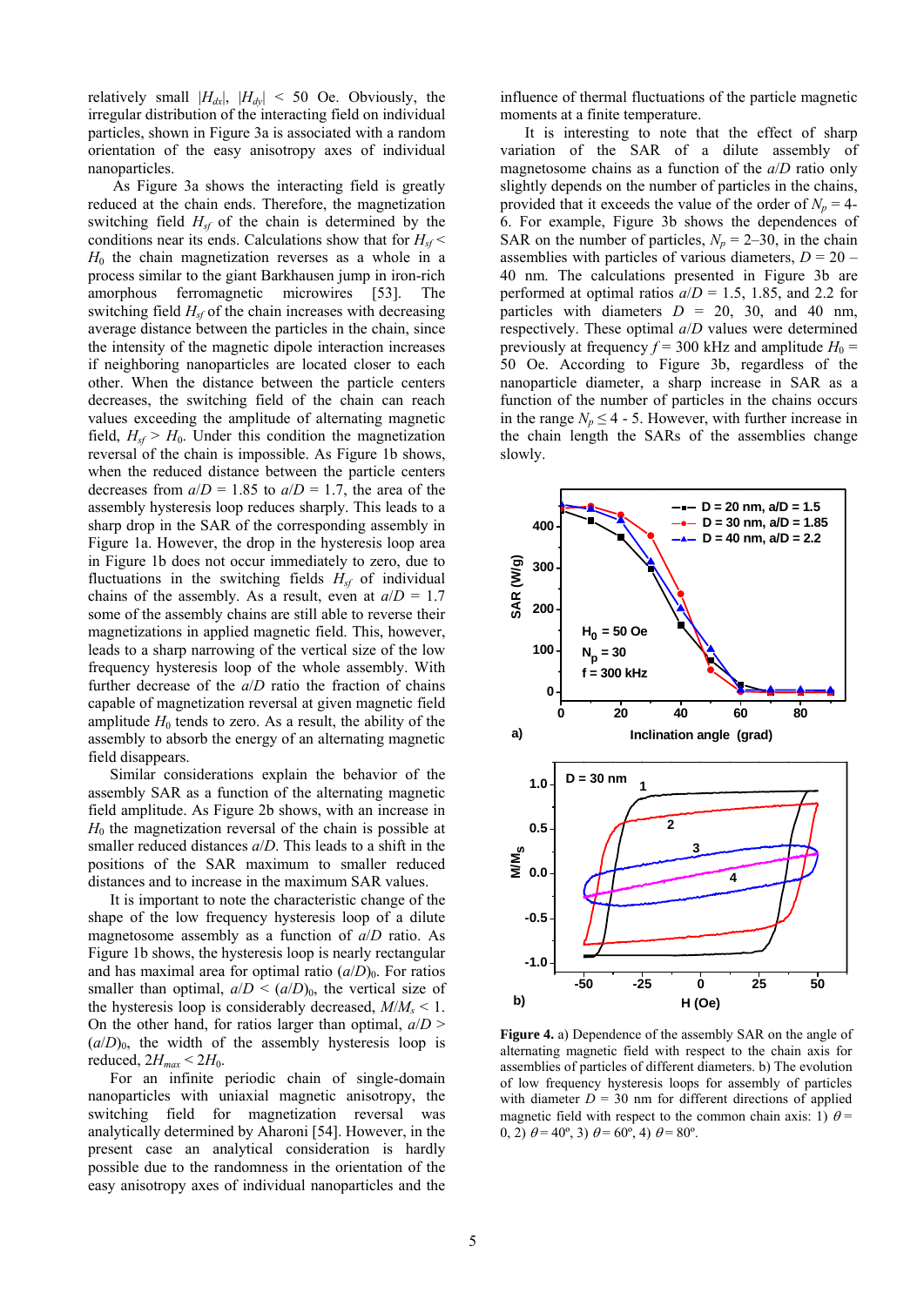relatively small $|H_{dx}|$, $|H_{dy}|$ < 50 Oe. Obviously, the irregular distribution of the interacting field on individual particles, shown in Figure 3a is associated with a random orientation of the easy anisotropy axes of individual nanoparticles.

As Figure 3a shows the interacting field is greatly reduced at the chain ends. Therefore, the magnetization switching field $H_{sf}$ of the chain is determined by the conditions near its ends. Calculations show that for $H_{sf} < H_0$ the chain magnetization reverses as a whole in a process similar to the giant Barkhausen jump in iron-rich amorphous ferromagnetic microwires [53]. The switching field $H_{sf}$ of the chain increases with decreasing average distance between the particles in the chain, since the intensity of the magnetic dipole interaction increases if neighboring nanoparticles are located closer to each other. When the distance between the particle centers decreases, the switching field of the chain can reach values exceeding the amplitude of alternating magnetic field, $H_{sf} > H_0$. Under this condition the magnetization reversal of the chain is impossible. As Figure 1b shows, when the reduced distance between the particle centers decreases from $a/D$ = 1.85 to $a/D$ = 1.7, the area of the assembly hysteresis loop reduces sharply. This leads to a sharp drop in the SAR of the corresponding assembly in Figure 1a. However, the drop in the hysteresis loop area in Figure 1b does not occur immediately to zero, due to fluctuations in the switching fields $H_{sf}$ of individual chains of the assembly. As a result, even at $a/D$ = 1.7 some of the assembly chains are still able to reverse their magnetizations in applied magnetic field. This, however, leads to a sharp narrowing of the vertical size of the low frequency hysteresis loop of the whole assembly. With further decrease of the $a/D$ ratio the fraction of chains capable of magnetization reversal at given magnetic field amplitude $H_0$ tends to zero. As a result, the ability of the assembly to absorb the energy of an alternating magnetic field disappears.

Similar considerations explain the behavior of the assembly SAR as a function of the alternating magnetic field amplitude. As Figure 2b shows, with an increase in $H_0$ the magnetization reversal of the chain is possible at smaller reduced distances $a/D$. This leads to a shift in the positions of the SAR maximum to smaller reduced distances and to increase in the maximum SAR values.

It is important to note the characteristic change of the shape of the low frequency hysteresis loop of a dilute magnetosome assembly as a function of $a/D$ ratio. As Figure 1b shows, the hysteresis loop is nearly rectangular and has maximal area for optimal ratio $(a/D)_0$. For ratios smaller than optimal, $a/D < (a/D)_0$, the vertical size of the hysteresis loop is considerably decreased, $M/M_s < 1$. On the other hand, for ratios larger than optimal, $a/D > (a/D)_0$, the width of the assembly hysteresis loop is reduced, $2H_{max} < 2H_0$.

For an infinite periodic chain of single-domain nanoparticles with uniaxial magnetic anisotropy, the switching field for magnetization reversal was analytically determined by Aharoni [54]. However, in the present case an analytical consideration is hardly possible due to the randomness in the orientation of the easy anisotropy axes of individual nanoparticles and the influence of thermal fluctuations of the particle magnetic moments at a finite temperature.

It is interesting to note that the effect of sharp variation of the SAR of a dilute assembly of magnetosome chains as a function of the $a/D$ ratio only slightly depends on the number of particles in the chains, provided that it exceeds the value of the order of $N_p$ = 4-6. For example, Figure 3b shows the dependences of SAR on the number of particles, $N_p$ = 2–30, in the chain assemblies with particles of various diameters, $D$ = 20 – 40 nm. The calculations presented in Figure 3b are performed at optimal ratios $a/D$ = 1.5, 1.85, and 2.2 for particles with diameters $D$ = 20, 30, and 40 nm, respectively. These optimal $a/D$ values were determined previously at frequency $f$ = 300 kHz and amplitude $H_0$ = 50 Oe. According to Figure 3b, regardless of the nanoparticle diameter, a sharp increase in SAR as a function of the number of particles in the chains occurs in the range $N_p \leq 4$ - 5. However, with further increase in the chain length the SARs of the assemblies change slowly.

**Figure 4.** a) Dependence of the assembly SAR on the angle of alternating magnetic field with respect to the chain axis for assemblies of particles of different diameters. b) The evolution of low frequency hysteresis loops for assembly of particles with diameter $D$ = 30 nm for different directions of applied magnetic field with respect to the common chain axis: 1) $\theta$ = 0, 2) $\theta$ = 40º, 3) $\theta$ = 60º, 4) $\theta$ = 80º.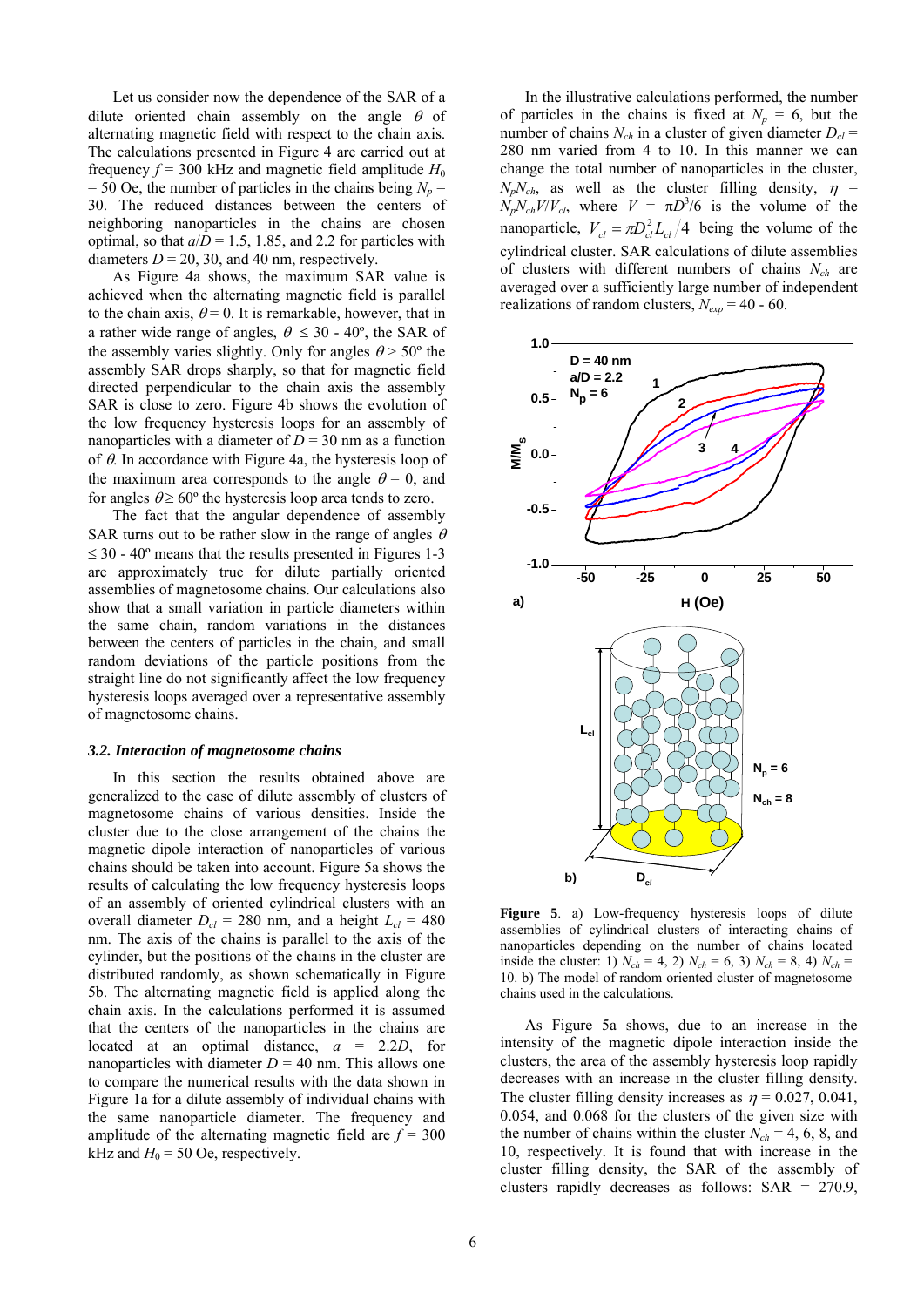Let us consider now the dependence of the SAR of a dilute oriented chain assembly on the angle $\theta$ of alternating magnetic field with respect to the chain axis. The calculations presented in Figure 4 are carried out at frequency $f = 300$ kHz and magnetic field amplitude $H_0 = 50$ Oe, the number of particles in the chains being $N_p = 30$. The reduced distances between the centers of neighboring nanoparticles in the chains are chosen optimal, so that $a/D = 1.5$, 1.85, and 2.2 for particles with diameters $D = 20$, 30, and 40 nm, respectively.

As Figure 4a shows, the maximum SAR value is achieved when the alternating magnetic field is parallel to the chain axis, $\theta = 0$. It is remarkable, however, that in a rather wide range of angles, $\theta \le 30$ - 40º, the SAR of the assembly varies slightly. Only for angles $\theta > 50$º the assembly SAR drops sharply, so that for magnetic field directed perpendicular to the chain axis the assembly SAR is close to zero. Figure 4b shows the evolution of the low frequency hysteresis loops for an assembly of nanoparticles with a diameter of $D = 30$ nm as a function of $\theta$. In accordance with Figure 4a, the hysteresis loop of the maximum area corresponds to the angle $\theta = 0$, and for angles $\theta \ge 60$º the hysteresis loop area tends to zero.

The fact that the angular dependence of assembly SAR turns out to be rather slow in the range of angles $\theta \le 30$ - 40º means that the results presented in Figures 1-3 are approximately true for dilute partially oriented assemblies of magnetosome chains. Our calculations also show that a small variation in particle diameters within the same chain, random variations in the distances between the centers of particles in the chain, and small random deviations of the particle positions from the straight line do not significantly affect the low frequency hysteresis loops averaged over a representative assembly of magnetosome chains.

### *3.2. Interaction of magnetosome chains*

In this section the results obtained above are generalized to the case of dilute assembly of clusters of magnetosome chains of various densities. Inside the cluster due to the close arrangement of the chains the magnetic dipole interaction of nanoparticles of various chains should be taken into account. Figure 5a shows the results of calculating the low frequency hysteresis loops of an assembly of oriented cylindrical clusters with an overall diameter $D_{cl} = 280$ nm, and a height $L_{cl} = 480$ nm. The axis of the chains is parallel to the axis of the cylinder, but the positions of the chains in the cluster are distributed randomly, as shown schematically in Figure 5b. The alternating magnetic field is applied along the chain axis. In the calculations performed it is assumed that the centers of the nanoparticles in the chains are located at an optimal distance, $a = 2.2D$, for nanoparticles with diameter $D = 40$ nm. This allows one to compare the numerical results with the data shown in Figure 1a for a dilute assembly of individual chains with the same nanoparticle diameter. The frequency and amplitude of the alternating magnetic field are $f = 300$ kHz and $H_0 = 50$ Oe, respectively.

In the illustrative calculations performed, the number of particles in the chains is fixed at $N_p = 6$, but the number of chains $N_{ch}$ in a cluster of given diameter $D_{cl} = 280$ nm varied from 4 to 10. In this manner we can change the total number of nanoparticles in the cluster, $N_pN_{ch}$, as well as the cluster filling density, $\eta = N_pN_{ch}V/V_{cl}$, where $V = \pi D^3/6$ is the volume of the nanoparticle, $V_{cl} = \pi D_{cl}^2 L_{cl}/4$ being the volume of the cylindrical cluster. SAR calculations of dilute assemblies of clusters with different numbers of chains $N_{ch}$ are averaged over a sufficiently large number of independent realizations of random clusters, $N_{exp} = 40$ - 60.

**Figure 5**. a) Low-frequency hysteresis loops of dilute assemblies of cylindrical clusters of interacting chains of nanoparticles depending on the number of chains located inside the cluster: 1) $N_{ch} = 4$, 2) $N_{ch} = 6$, 3) $N_{ch} = 8$, 4) $N_{ch} = 10$. b) The model of random oriented cluster of magnetosome chains used in the calculations.

As Figure 5a shows, due to an increase in the intensity of the magnetic dipole interaction inside the clusters, the area of the assembly hysteresis loop rapidly decreases with an increase in the cluster filling density. The cluster filling density increases as $\eta = 0.027$, 0.041, 0.054, and 0.068 for the clusters of the given size with the number of chains within the cluster $N_{ch} = 4$, 6, 8, and 10, respectively. It is found that with increase in the cluster filling density, the SAR of the assembly of clusters rapidly decreases as follows: SAR = 270.9,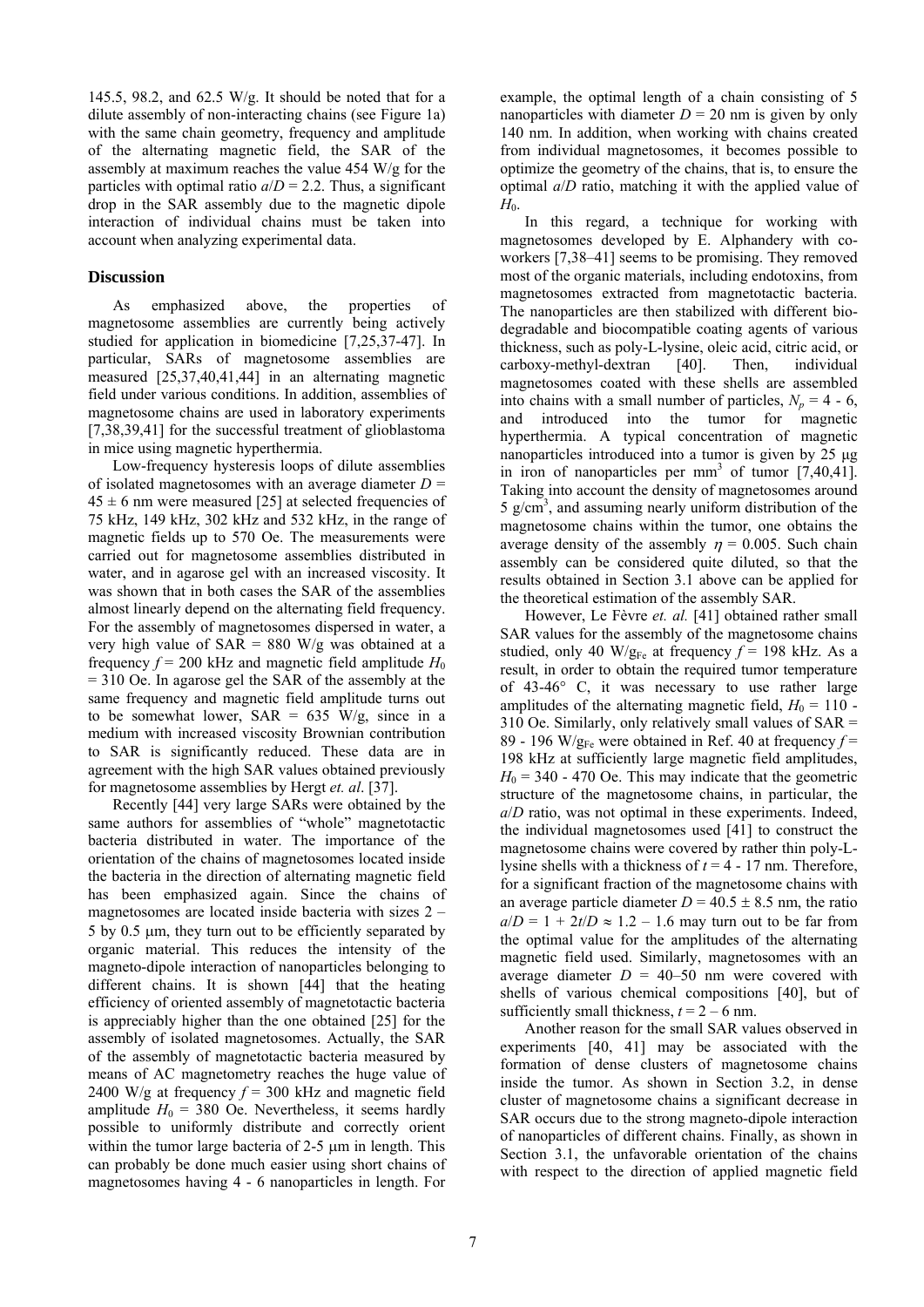145.5, 98.2, and 62.5 W/g. It should be noted that for a dilute assembly of non-interacting chains (see Figure 1a) with the same chain geometry, frequency and amplitude of the alternating magnetic field, the SAR of the assembly at maximum reaches the value 454 W/g for the particles with optimal ratio $a/D = 2.2$. Thus, a significant drop in the SAR assembly due to the magnetic dipole interaction of individual chains must be taken into account when analyzing experimental data.

## Discussion

As emphasized above, the properties of magnetosome assemblies are currently being actively studied for application in biomedicine [7,25,37-47]. In particular, SARs of magnetosome assemblies are measured [25,37,40,41,44] in an alternating magnetic field under various conditions. In addition, assemblies of magnetosome chains are used in laboratory experiments [7,38,39,41] for the successful treatment of glioblastoma in mice using magnetic hyperthermia.

Low-frequency hysteresis loops of dilute assemblies of isolated magnetosomes with an average diameter $D = 45 \pm 6$ nm were measured [25] at selected frequencies of 75 kHz, 149 kHz, 302 kHz and 532 kHz, in the range of magnetic fields up to 570 Oe. The measurements were carried out for magnetosome assemblies distributed in water, and in agarose gel with an increased viscosity. It was shown that in both cases the SAR of the assemblies almost linearly depend on the alternating field frequency. For the assembly of magnetosomes dispersed in water, a very high value of SAR = 880 W/g was obtained at a frequency $f = 200$ kHz and magnetic field amplitude $H_0 = 310$ Oe. In agarose gel the SAR of the assembly at the same frequency and magnetic field amplitude turns out to be somewhat lower, SAR = 635 W/g, since in a medium with increased viscosity Brownian contribution to SAR is significantly reduced. These data are in agreement with the high SAR values obtained previously for magnetosome assemblies by Hergt *et. al*. [37].

Recently [44] very large SARs were obtained by the same authors for assemblies of "whole" magnetotactic bacteria distributed in water. The importance of the orientation of the chains of magnetosomes located inside the bacteria in the direction of alternating magnetic field has been emphasized again. Since the chains of magnetosomes are located inside bacteria with sizes 2 – 5 by 0.5 μm, they turn out to be efficiently separated by organic material. This reduces the intensity of the magneto-dipole interaction of nanoparticles belonging to different chains. It is shown [44] that the heating efficiency of oriented assembly of magnetotactic bacteria is appreciably higher than the one obtained [25] for the assembly of isolated magnetosomes. Actually, the SAR of the assembly of magnetotactic bacteria measured by means of AC magnetometry reaches the huge value of 2400 W/g at frequency $f = 300$ kHz and magnetic field amplitude $H_0 = 380$ Oe. Nevertheless, it seems hardly possible to uniformly distribute and correctly orient within the tumor large bacteria of 2-5 μm in length. This can probably be done much easier using short chains of magnetosomes having 4 - 6 nanoparticles in length. For example, the optimal length of a chain consisting of 5 nanoparticles with diameter $D = 20$ nm is given by only 140 nm. In addition, when working with chains created from individual magnetosomes, it becomes possible to optimize the geometry of the chains, that is, to ensure the optimal $a/D$ ratio, matching it with the applied value of $H_0$.

In this regard, a technique for working with magnetosomes developed by E. Alphandery with co-workers [7,38–41] seems to be promising. They removed most of the organic materials, including endotoxins, from magnetosomes extracted from magnetotactic bacteria. The nanoparticles are then stabilized with different bio-degradable and biocompatible coating agents of various thickness, such as poly-L-lysine, oleic acid, citric acid, or carboxy-methyl-dextran [40]. Then, individual magnetosomes coated with these shells are assembled into chains with a small number of particles, $N_p = 4$ - 6, and introduced into the tumor for magnetic hyperthermia. A typical concentration of magnetic nanoparticles introduced into a tumor is given by 25 μg in iron of nanoparticles per mm$^3$ of tumor [7,40,41]. Taking into account the density of magnetosomes around 5 g/cm$^3$, and assuming nearly uniform distribution of the magnetosome chains within the tumor, one obtains the average density of the assembly $\eta = 0.005$. Such chain assembly can be considered quite diluted, so that the results obtained in Section 3.1 above can be applied for the theoretical estimation of the assembly SAR.

However, Le Fèvre *et. al.* [41] obtained rather small SAR values for the assembly of the magnetosome chains studied, only 40 W/g$_{Fe}$ at frequency $f = 198$ kHz. As a result, in order to obtain the required tumor temperature of 43-46° C, it was necessary to use rather large amplitudes of the alternating magnetic field, $H_0 = 110$ - 310 Oe. Similarly, only relatively small values of SAR = 89 - 196 W/g$_{Fe}$ were obtained in Ref. 40 at frequency $f = 198$ kHz at sufficiently large magnetic field amplitudes, $H_0 = 340$ - 470 Oe. This may indicate that the geometric structure of the magnetosome chains, in particular, the $a/D$ ratio, was not optimal in these experiments. Indeed, the individual magnetosomes used [41] to construct the magnetosome chains were covered by rather thin poly-L-lysine shells with a thickness of $t = 4$ - 17 nm. Therefore, for a significant fraction of the magnetosome chains with an average particle diameter $D = 40.5 \pm 8.5$ nm, the ratio $a/D = 1 + 2t/D \approx 1.2 – 1.6$ may turn out to be far from the optimal value for the amplitudes of the alternating magnetic field used. Similarly, magnetosomes with an average diameter $D = 40$–50 nm were covered with shells of various chemical compositions [40], but of sufficiently small thickness, $t = 2 – 6$ nm.

Another reason for the small SAR values observed in experiments [40, 41] may be associated with the formation of dense clusters of magnetosome chains inside the tumor. As shown in Section 3.2, in dense cluster of magnetosome chains a significant decrease in SAR occurs due to the strong magneto-dipole interaction of nanoparticles of different chains. Finally, as shown in Section 3.1, the unfavorable orientation of the chains with respect to the direction of applied magnetic field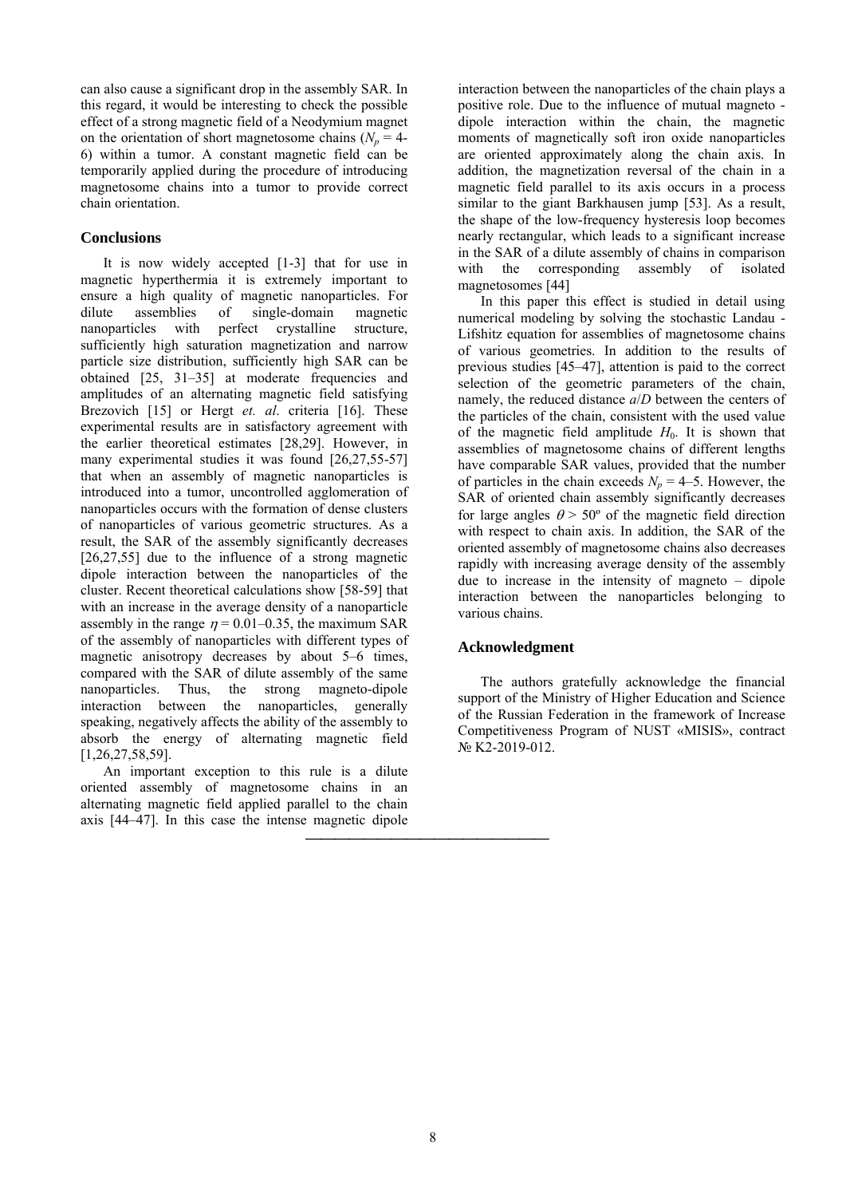can also cause a significant drop in the assembly SAR. In this regard, it would be interesting to check the possible effect of a strong magnetic field of a Neodymium magnet on the orientation of short magnetosome chains ($N_p$ = 4-6) within a tumor. A constant magnetic field can be temporarily applied during the procedure of introducing magnetosome chains into a tumor to provide correct chain orientation.

## Conclusions

It is now widely accepted [1-3] that for use in magnetic hyperthermia it is extremely important to ensure a high quality of magnetic nanoparticles. For dilute assemblies of single-domain magnetic nanoparticles with perfect crystalline structure, sufficiently high saturation magnetization and narrow particle size distribution, sufficiently high SAR can be obtained [25, 31–35] at moderate frequencies and amplitudes of an alternating magnetic field satisfying Brezovich [15] or Hergt *et. al*. criteria [16]. These experimental results are in satisfactory agreement with the earlier theoretical estimates [28,29]. However, in many experimental studies it was found [26,27,55-57] that when an assembly of magnetic nanoparticles is introduced into a tumor, uncontrolled agglomeration of nanoparticles occurs with the formation of dense clusters of nanoparticles of various geometric structures. As a result, the SAR of the assembly significantly decreases [26,27,55] due to the influence of a strong magnetic dipole interaction between the nanoparticles of the cluster. Recent theoretical calculations show [58-59] that with an increase in the average density of a nanoparticle assembly in the range $\eta$ = 0.01–0.35, the maximum SAR of the assembly of nanoparticles with different types of magnetic anisotropy decreases by about 5–6 times, compared with the SAR of dilute assembly of the same nanoparticles. Thus, the strong magneto-dipole interaction between the nanoparticles, generally speaking, negatively affects the ability of the assembly to absorb the energy of alternating magnetic field [1,26,27,58,59].

An important exception to this rule is a dilute oriented assembly of magnetosome chains in an alternating magnetic field applied parallel to the chain axis [44–47]. In this case the intense magnetic dipole interaction between the nanoparticles of the chain plays a positive role. Due to the influence of mutual magneto - dipole interaction within the chain, the magnetic moments of magnetically soft iron oxide nanoparticles are oriented approximately along the chain axis. In addition, the magnetization reversal of the chain in a magnetic field parallel to its axis occurs in a process similar to the giant Barkhausen jump [53]. As a result, the shape of the low-frequency hysteresis loop becomes nearly rectangular, which leads to a significant increase in the SAR of a dilute assembly of chains in comparison with the corresponding assembly of isolated magnetosomes [44]

In this paper this effect is studied in detail using numerical modeling by solving the stochastic Landau - Lifshitz equation for assemblies of magnetosome chains of various geometries. In addition to the results of previous studies [45–47], attention is paid to the correct selection of the geometric parameters of the chain, namely, the reduced distance $a/D$ between the centers of the particles of the chain, consistent with the used value of the magnetic field amplitude $H_0$. It is shown that assemblies of magnetosome chains of different lengths have comparable SAR values, provided that the number of particles in the chain exceeds $N_p$ = 4–5. However, the SAR of oriented chain assembly significantly decreases for large angles $\theta > 50^\circ$ of the magnetic field direction with respect to chain axis. In addition, the SAR of the oriented assembly of magnetosome chains also decreases rapidly with increasing average density of the assembly due to increase in the intensity of magneto – dipole interaction between the nanoparticles belonging to various chains.

## Acknowledgment

The authors gratefully acknowledge the financial support of the Ministry of Higher Education and Science of the Russian Federation in the framework of Increase Competitiveness Program of NUST «MISIS», contract № K2-2019-012.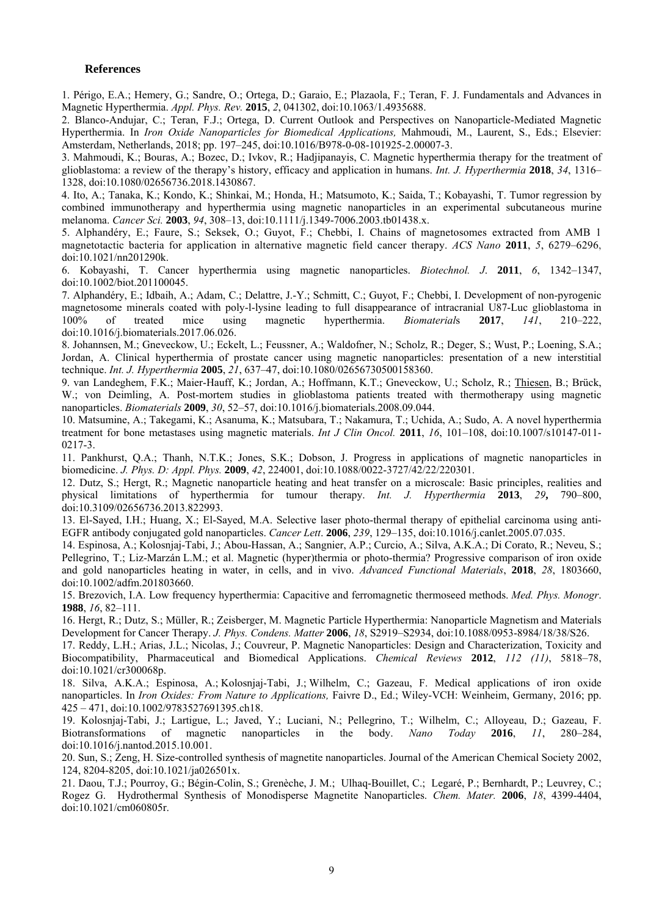### References

1. Périgo, E.A.; Hemery, G.; Sandre, O.; Ortega, D.; Garaio, E.; Plazaola, F.; Teran, F. J. Fundamentals and Advances in Magnetic Hyperthermia. *Appl. Phys. Rev.* **2015**, *2*, 041302, doi:10.1063/1.4935688.

2. Blanco-Andujar, C.; Teran, F.J.; Ortega, D. Current Outlook and Perspectives on Nanoparticle-Mediated Magnetic Hyperthermia. In *Iron Oxide Nanoparticles for Biomedical Applications,* Mahmoudi, M., Laurent, S., Eds.; Elsevier: Amsterdam, Netherlands, 2018; pp. 197–245, doi:10.1016/B978-0-08-101925-2.00007-3.

3. Mahmoudi, K.; Bouras, A.; Bozec, D.; Ivkov, R.; Hadjipanayis, C. Magnetic hyperthermia therapy for the treatment of glioblastoma: a review of the therapy's history, efficacy and application in humans. *Int. J. Hyperthermia* **2018**, *34*, 1316–1328, doi:10.1080/02656736.2018.1430867.

4. Ito, A.; Tanaka, K.; Kondo, K.; Shinkai, M.; Honda, H.; Matsumoto, K.; Saida, T.; Kobayashi, T. Tumor regression by combined immunotherapy and hyperthermia using magnetic nanoparticles in an experimental subcutaneous murine melanoma. *Cancer Sci.* **2003**, *94*, 308–13, doi:10.1111/j.1349-7006.2003.tb01438.x.

5. Alphandéry, E.; Faure, S.; Seksek, O.; Guyot, F.; Chebbi, I. Chains of magnetosomes extracted from AMB 1 magnetotactic bacteria for application in alternative magnetic field cancer therapy. *ACS Nano* **2011**, *5*, 6279–6296, doi:10.1021/nn201290k.

6. Kobayashi, T. Cancer hyperthermia using magnetic nanoparticles. *Biotechnol. J.* **2011**, *6*, 1342–1347, doi:10.1002/biot.201100045.

7. Alphandéry, E.; Idbaih, A.; Adam, C.; Delattre, J.-Y.; Schmitt, C.; Guyot, F.; Chebbi, I. Development of non-pyrogenic magnetosome minerals coated with poly-l-lysine leading to full disappearance of intracranial U87-Luc glioblastoma in 100% of treated mice using magnetic hyperthermia. *Biomaterials* **2017**, *141*, 210–222, doi:10.1016/j.biomaterials.2017.06.026.

8. Johannsen, M.; Gneveckow, U.; Eckelt, L.; Feussner, A.; Waldofner, N.; Scholz, R.; Deger, S.; Wust, P.; Loening, S.A.; Jordan, A. Clinical hyperthermia of prostate cancer using magnetic nanoparticles: presentation of a new interstitial technique. *Int. J. Hyperthermia* **2005**, *21*, 637–47, doi:10.1080/02656730500158360.

9. van Landeghem, F.K.; Maier-Hauff, K.; Jordan, A.; Hoffmann, K.T.; Gneveckow, U.; Scholz, R.; Thiesen, B.; Brück, W.; von Deimling, A. Post-mortem studies in glioblastoma patients treated with thermotherapy using magnetic nanoparticles. *Biomaterials* **2009**, *30*, 52–57, doi:10.1016/j.biomaterials.2008.09.044.

10. Matsumine, A.; Takegami, K.; Asanuma, K.; Matsubara, T.; Nakamura, T.; Uchida, A.; Sudo, A. A novel hyperthermia treatment for bone metastases using magnetic materials. *Int J Clin Oncol.* **2011**, *16*, 101–108, doi:10.1007/s10147-011-0217-3.

11. Pankhurst, Q.A.; Thanh, N.T.K.; Jones, S.K.; Dobson, J. Progress in applications of magnetic nanoparticles in biomedicine. *J. Phys. D: Appl. Phys.* **2009**, *42*, 224001, doi:10.1088/0022-3727/42/22/220301.

12. Dutz, S.; Hergt, R.; Magnetic nanoparticle heating and heat transfer on a microscale: Basic principles, realities and physical limitations of hyperthermia for tumour therapy. *Int. J. Hyperthermia* **2013**, *29***,** 790–800, doi:10.3109/02656736.2013.822993.

13. El-Sayed, I.H.; Huang, X.; El-Sayed, M.A. Selective laser photo-thermal therapy of epithelial carcinoma using anti-EGFR antibody conjugated gold nanoparticles. *Cancer Lett*. **2006**, *239*, 129–135, doi:10.1016/j.canlet.2005.07.035.

14. Espinosa, A.; Kolosnjaj-Tabi, J.; Abou-Hassan, A.; Sangnier, A.P.; Curcio, A.; Silva, A.K.A.; Di Corato, R.; Neveu, S.; Pellegrino, T.; Liz-Marzán L.M.; et al. Magnetic (hyper)thermia or photo-thermia? Progressive comparison of iron oxide and gold nanoparticles heating in water, in cells, and in vivo. *Advanced Functional Materials*, **2018**, *28*, 1803660, doi:10.1002/adfm.201803660.

15. Brezovich, I.A. Low frequency hyperthermia: Capacitive and ferromagnetic thermoseed methods. *Med. Phys. Monogr*. **1988**, *16*, 82–111.

16. Hergt, R.; Dutz, S.; Müller, R.; Zeisberger, M. Magnetic Particle Hyperthermia: Nanoparticle Magnetism and Materials Development for Cancer Therapy. *J. Phys. Condens. Matter* **2006**, *18*, S2919–S2934, doi:10.1088/0953-8984/18/38/S26.

17. Reddy, L.H.; Arias, J.L.; Nicolas, J.; Couvreur, P. Magnetic Nanoparticles: Design and Characterization, Toxicity and Biocompatibility, Pharmaceutical and Biomedical Applications. *Chemical Reviews* **2012**, *112 (11)*, 5818–78, doi:10.1021/cr300068p.

18. Silva, A.K.A.; Espinosa, A.; Kolosnjaj-Tabi, J.; Wilhelm, C.; Gazeau, F. Medical applications of iron oxide nanoparticles. In *Iron Oxides: From Nature to Applications,* Faivre D., Ed.; Wiley-VCH: Weinheim, Germany, 2016; pp. 425 – 471, doi:10.1002/9783527691395.ch18.

19. Kolosnjaj-Tabi, J.; Lartigue, L.; Javed, Y.; Luciani, N.; Pellegrino, T.; Wilhelm, C.; Alloyeau, D.; Gazeau, F. Biotransformations of magnetic nanoparticles in the body. *Nano Today* **2016**, *11*, 280–284, doi:10.1016/j.nantod.2015.10.001.

20. Sun, S.; Zeng, H. Size-controlled synthesis of magnetite nanoparticles. Journal of the American Chemical Society 2002, 124, 8204-8205, doi:10.1021/ja026501x.

21. Daou, T.J.; Pourroy, G.; Bégin-Colin, S.; Grenèche, J. M.; Ulhaq-Bouillet, C.; Legaré, P.; Bernhardt, P.; Leuvrey, C.; Rogez G. Hydrothermal Synthesis of Monodisperse Magnetite Nanoparticles. *Chem. Mater.* **2006**, *18*, 4399-4404, doi:10.1021/cm060805r.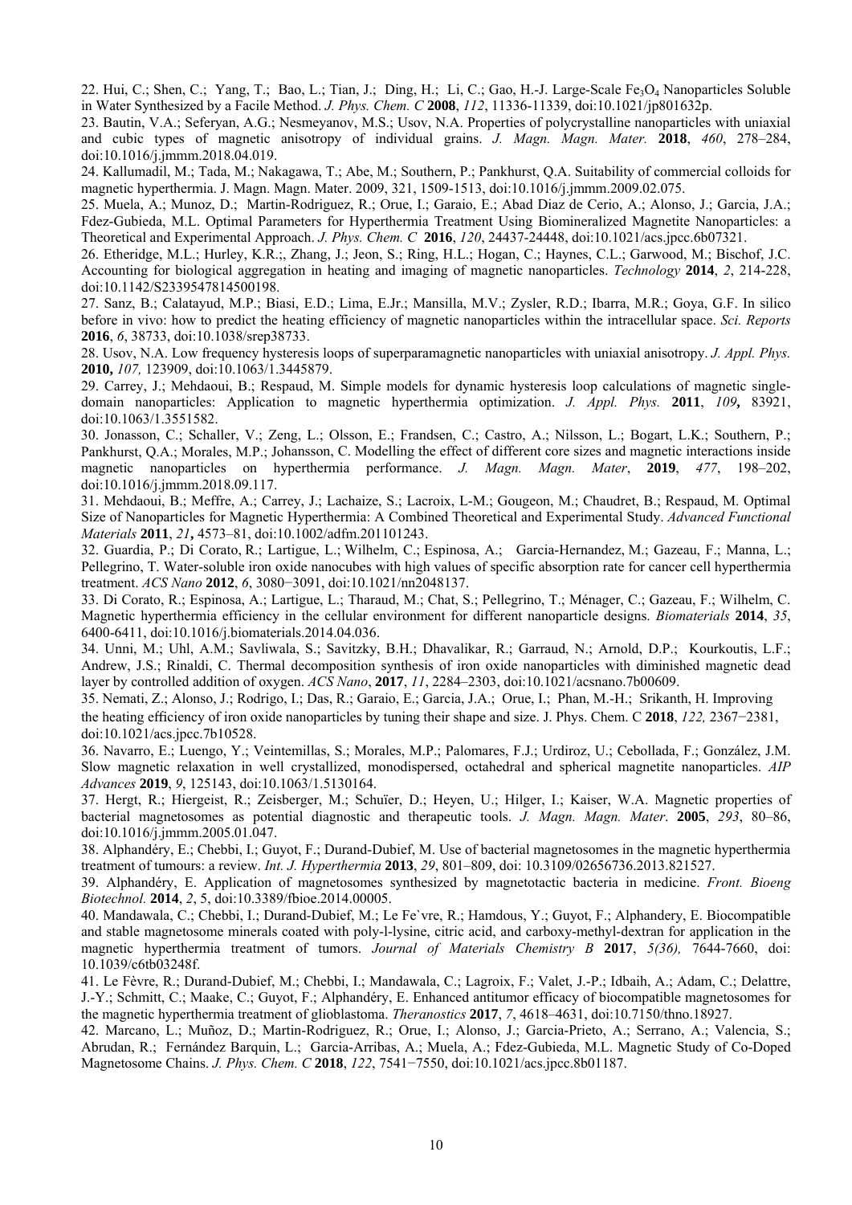22. Hui, C.; Shen, C.; Yang, T.; Bao, L.; Tian, J.; Ding, H.; Li, C.; Gao, H.-J. Large-Scale $Fe_3O_4$ Nanoparticles Soluble in Water Synthesized by a Facile Method. *J. Phys. Chem. C* **2008**, *112*, 11336-11339, doi:10.1021/jp801632p.

23. Bautin, V.A.; Seferyan, A.G.; Nesmeyanov, M.S.; Usov, N.A. Properties of polycrystalline nanoparticles with uniaxial and cubic types of magnetic anisotropy of individual grains. *J. Magn. Magn. Mater.* **2018**, *460*, 278–284, doi:10.1016/j.jmmm.2018.04.019.

24. Kallumadil, M.; Tada, M.; Nakagawa, T.; Abe, M.; Southern, P.; Pankhurst, Q.A. Suitability of commercial colloids for magnetic hyperthermia. J. Magn. Magn. Mater. 2009, 321, 1509-1513, doi:10.1016/j.jmmm.2009.02.075.

25. Muela, A.; Munoz, D.; Martin-Rodriguez, R.; Orue, I.; Garaio, E.; Abad Diaz de Cerio, A.; Alonso, J.; Garcia, J.A.; Fdez-Gubieda, M.L. Optimal Parameters for Hyperthermia Treatment Using Biomineralized Magnetite Nanoparticles: a Theoretical and Experimental Approach. *J. Phys. Chem. C* **2016**, *120*, 24437-24448, doi:10.1021/acs.jpcc.6b07321.

26. Etheridge, M.L.; Hurley, K.R.;, Zhang, J.; Jeon, S.; Ring, H.L.; Hogan, C.; Haynes, C.L.; Garwood, M.; Bischof, J.C. Accounting for biological aggregation in heating and imaging of magnetic nanoparticles. *Technology* **2014**, *2*, 214-228, doi:10.1142/S2339547814500198.

27. Sanz, B.; Calatayud, M.P.; Biasi, E.D.; Lima, E.Jr.; Mansilla, M.V.; Zysler, R.D.; Ibarra, M.R.; Goya, G.F. In silico before in vivo: how to predict the heating efficiency of magnetic nanoparticles within the intracellular space. *Sci. Reports* **2016**, *6*, 38733, doi:10.1038/srep38733.

28. Usov, N.A. Low frequency hysteresis loops of superparamagnetic nanoparticles with uniaxial anisotropy. *J. Appl. Phys.* **2010,** *107,* 123909, doi:10.1063/1.3445879.

29. Carrey, J.; Mehdaoui, B.; Respaud, M. Simple models for dynamic hysteresis loop calculations of magnetic single-domain nanoparticles: Application to magnetic hyperthermia optimization. *J. Appl. Phys.* **2011**, *109***,** 83921, doi:10.1063/1.3551582.

30. Jonasson, C.; Schaller, V.; Zeng, L.; Olsson, E.; Frandsen, C.; Castro, A.; Nilsson, L.; Bogart, L.K.; Southern, P.; Pankhurst, Q.A.; Morales, M.P.; Johansson, C. Modelling the effect of different core sizes and magnetic interactions inside magnetic nanoparticles on hyperthermia performance. *J. Magn. Magn. Mater*, **2019**, *477*, 198–202, doi:10.1016/j.jmmm.2018.09.117.

31. Mehdaoui, B.; Meffre, A.; Carrey, J.; Lachaize, S.; Lacroix, L-M.; Gougeon, M.; Chaudret, B.; Respaud, M. Optimal Size of Nanoparticles for Magnetic Hyperthermia: A Combined Theoretical and Experimental Study. *Advanced Functional Materials* **2011**, *21***,** 4573–81, doi:10.1002/adfm.201101243.

32. Guardia, P.; Di Corato, R.; Lartigue, L.; Wilhelm, C.; Espinosa, A.; Garcia-Hernandez, M.; Gazeau, F.; Manna, L.; Pellegrino, T. Water-soluble iron oxide nanocubes with high values of specific absorption rate for cancer cell hyperthermia treatment. *ACS Nano* **2012**, *6*, 3080−3091, doi:10.1021/nn2048137.

33. Di Corato, R.; Espinosa, A.; Lartigue, L.; Tharaud, M.; Chat, S.; Pellegrino, T.; Ménager, C.; Gazeau, F.; Wilhelm, C. Magnetic hyperthermia efficiency in the cellular environment for different nanoparticle designs. *Biomaterials* **2014**, *35*, 6400-6411, doi:10.1016/j.biomaterials.2014.04.036.

34. Unni, M.; Uhl, A.M.; Savliwala, S.; Savitzky, B.H.; Dhavalikar, R.; Garraud, N.; Arnold, D.P.; Kourkoutis, L.F.; Andrew, J.S.; Rinaldi, C. Thermal decomposition synthesis of iron oxide nanoparticles with diminished magnetic dead layer by controlled addition of oxygen. *ACS Nano*, **2017**, *11*, 2284–2303, doi:10.1021/acsnano.7b00609.

35. Nemati, Z.; Alonso, J.; Rodrigo, I.; Das, R.; Garaio, E.; Garcia, J.A.; Orue, I.; Phan, M.-H.; Srikanth, H. Improving the heating efficiency of iron oxide nanoparticles by tuning their shape and size. J. Phys. Chem. C **2018**, *122,* 2367−2381, doi:10.1021/acs.jpcc.7b10528.

36. Navarro, E.; Luengo, Y.; Veintemillas, S.; Morales, M.P.; Palomares, F.J.; Urdiroz, U.; Cebollada, F.; González, J.M. Slow magnetic relaxation in well crystallized, monodispersed, octahedral and spherical magnetite nanoparticles. *AIP Advances* **2019**, *9*, 125143, doi:10.1063/1.5130164.

37. Hergt, R.; Hiergeist, R.; Zeisberger, M.; Schuïer, D.; Heyen, U.; Hilger, I.; Kaiser, W.A. Magnetic properties of bacterial magnetosomes as potential diagnostic and therapeutic tools. *J. Magn. Magn. Mater*. **2005**, *293*, 80–86, doi:10.1016/j.jmmm.2005.01.047.

38. Alphandéry, E.; Chebbi, I.; Guyot, F.; Durand-Dubief, M. Use of bacterial magnetosomes in the magnetic hyperthermia treatment of tumours: a review. *Int. J. Hyperthermia* **2013**, *29*, 801–809, doi: 10.3109/02656736.2013.821527.

39. Alphandéry, E. Application of magnetosomes synthesized by magnetotactic bacteria in medicine. *Front. Bioeng Biotechnol.* **2014**, *2*, 5, doi:10.3389/fbioe.2014.00005.

40. Mandawala, C.; Chebbi, I.; Durand-Dubief, M.; Le Fe`vre, R.; Hamdous, Y.; Guyot, F.; Alphandery, E. Biocompatible and stable magnetosome minerals coated with poly-l-lysine, citric acid, and carboxy-methyl-dextran for application in the magnetic hyperthermia treatment of tumors. *Journal of Materials Chemistry B* **2017**, *5(36),* 7644-7660, doi: 10.1039/c6tb03248f.

41. Le Fèvre, R.; Durand-Dubief, M.; Chebbi, I.; Mandawala, C.; Lagroix, F.; Valet, J.-P.; Idbaih, A.; Adam, C.; Delattre, J.-Y.; Schmitt, C.; Maake, C.; Guyot, F.; Alphandéry, E. Enhanced antitumor efficacy of biocompatible magnetosomes for the magnetic hyperthermia treatment of glioblastoma. *Theranostics* **2017**, *7*, 4618–4631, doi:10.7150/thno.18927.

42. Marcano, L.; Muñoz, D.; Martin-Rodriguez, R.; Orue, I.; Alonso, J.; Garcia-Prieto, A.; Serrano, A.; Valencia, S.; Abrudan, R.; Fernández Barquin, L.; Garcia-Arribas, A.; Muela, A.; Fdez-Gubieda, M.L. Magnetic Study of Co-Doped Magnetosome Chains. *J. Phys. Chem. C* **2018**, *122*, 7541−7550, doi:10.1021/acs.jpcc.8b01187.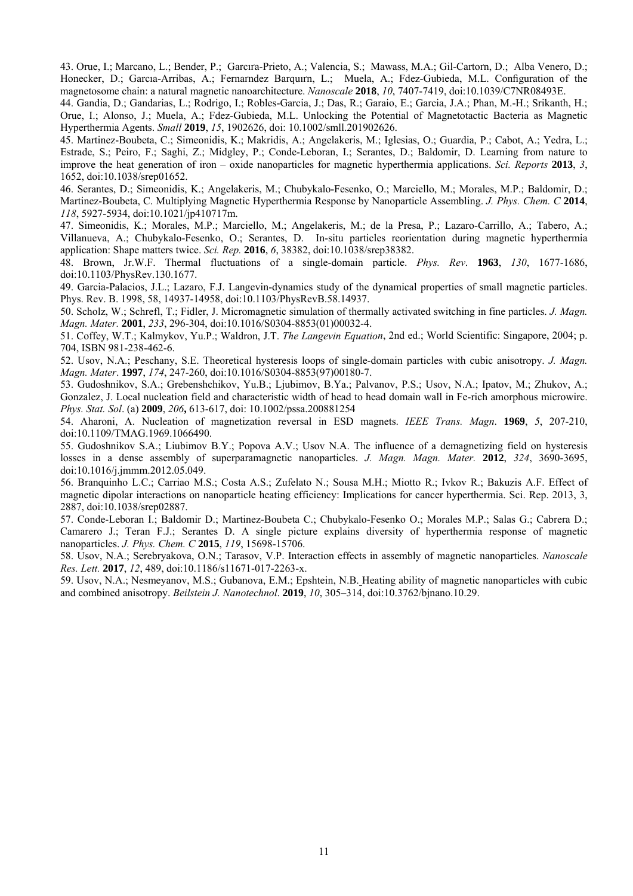43. Orue, I.; Marcano, L.; Bender, P.; Garcıra-Prieto, A.; Valencia, S.; Mawass, M.A.; Gil-Cartorn, D.; Alba Venero, D.; Honecker, D.; Garcıa-Arribas, A.; Fernarndez Barquırn, L.; Muela, A.; Fdez-Gubieda, M.L. Configuration of the magnetosome chain: a natural magnetic nanoarchitecture. *Nanoscale* **2018**, *10*, 7407-7419, doi:10.1039/C7NR08493E.

44. Gandia, D.; Gandarias, L.; Rodrigo, I.; Robles-Garcia, J.; Das, R.; Garaio, E.; Garcia, J.A.; Phan, M.-H.; Srikanth, H.; Orue, I.; Alonso, J.; Muela, A.; Fdez-Gubieda, M.L. Unlocking the Potential of Magnetotactic Bacteria as Magnetic Hyperthermia Agents. *Small* **2019**, *15*, 1902626, doi: 10.1002/smll.201902626.

45. Martinez-Boubeta, C.; Simeonidis, K.; Makridis, A.; Angelakeris, M.; Iglesias, O.; Guardia, P.; Cabot, A.; Yedra, L.; Estrade, S.; Peiro, F.; Saghi, Z.; Midgley, P.; Conde-Leboran, I.; Serantes, D.; Baldomir, D. Learning from nature to improve the heat generation of iron – oxide nanoparticles for magnetic hyperthermia applications. *Sci. Reports* **2013**, *3*, 1652, doi:10.1038/srep01652.

46. Serantes, D.; Simeonidis, K.; Angelakeris, M.; Chubykalo-Fesenko, O.; Marciello, M.; Morales, M.P.; Baldomir, D.; Martinez-Boubeta, C. Multiplying Magnetic Hyperthermia Response by Nanoparticle Assembling. *J. Phys. Chem. C* **2014**, *118*, 5927-5934, doi:10.1021/jp410717m.

47. Simeonidis, K.; Morales, M.P.; Marciello, M.; Angelakeris, M.; de la Presa, P.; Lazaro-Carrillo, A.; Tabero, A.; Villanueva, A.; Chubykalo-Fesenko, O.; Serantes, D. In-situ particles reorientation during magnetic hyperthermia application: Shape matters twice. *Sci. Rep.* **2016**, *6*, 38382, doi:10.1038/srep38382.

48. Brown, Jr.W.F. Thermal fluctuations of a single-domain particle. *Phys. Rev*. **1963**, *130*, 1677-1686, doi:10.1103/PhysRev.130.1677.

49. Garcia-Palacios, J.L.; Lazaro, F.J. Langevin-dynamics study of the dynamical properties of small magnetic particles. Phys. Rev. B. 1998, 58, 14937-14958, doi:10.1103/PhysRevB.58.14937.

50. Scholz, W.; Schrefl, T.; Fidler, J. Micromagnetic simulation of thermally activated switching in fine particles. *J. Magn. Magn. Mater.* **2001**, *233*, 296-304, doi:10.1016/S0304-8853(01)00032-4.

51. Coffey, W.T.; Kalmykov, Yu.P.; Waldron, J.T. *The Langevin Equation*, 2nd ed.; World Scientific: Singapore, 2004; p. 704, ISBN 981-238-462-6.

52. Usov, N.A.; Peschany, S.E. Theoretical hysteresis loops of single-domain particles with cubic anisotropy. *J. Magn. Magn. Mater*. **1997**, *174*, 247-260, doi:10.1016/S0304-8853(97)00180-7.

53. Gudoshnikov, S.A.; Grebenshchikov, Yu.B.; Ljubimov, B.Ya.; Palvanov, P.S.; Usov, N.A.; Ipatov, M.; Zhukov, A.; Gonzalez, J. Local nucleation field and characteristic width of head to head domain wall in Fe-rich amorphous microwire. *Phys. Stat. Sol*. (a) **2009**, *206***,** 613-617, doi: 10.1002/pssa.200881254

54. Aharoni, A. Nucleation of magnetization reversal in ESD magnets. *IEEE Trans. Magn*. **1969**, *5*, 207-210, doi:10.1109/TMAG.1969.1066490.

55. Gudoshnikov S.A.; Liubimov B.Y.; Popova A.V.; Usov N.A. The influence of a demagnetizing field on hysteresis losses in a dense assembly of superparamagnetic nanoparticles. *J. Magn. Magn. Mater.* **2012**, *324*, 3690-3695, doi:10.1016/j.jmmm.2012.05.049.

56. Branquinho L.C.; Carriao M.S.; Costa A.S.; Zufelato N.; Sousa M.H.; Miotto R.; Ivkov R.; Bakuzis A.F. Effect of magnetic dipolar interactions on nanoparticle heating efficiency: Implications for cancer hyperthermia. Sci. Rep. 2013, 3, 2887, doi:10.1038/srep02887.

57. Conde-Leboran I.; Baldomir D.; Martinez-Boubeta C.; Chubykalo-Fesenko O.; Morales M.P.; Salas G.; Cabrera D.; Camarero J.; Teran F.J.; Serantes D. A single picture explains diversity of hyperthermia response of magnetic nanoparticles. *J. Phys. Chem. C* **2015**, *119*, 15698-15706.

58. Usov, N.A.; Serebryakova, O.N.; Tarasov, V.P. Interaction effects in assembly of magnetic nanoparticles. *Nanoscale Res. Lett.* **2017**, *12*, 489, doi:10.1186/s11671-017-2263-x.

59. Usov, N.A.; Nesmeyanov, M.S.; Gubanova, E.M.; Epshtein, N.B. Heating ability of magnetic nanoparticles with cubic and combined anisotropy. *Beilstein J. Nanotechnol*. **2019**, *10*, 305–314, doi:10.3762/bjnano.10.29.